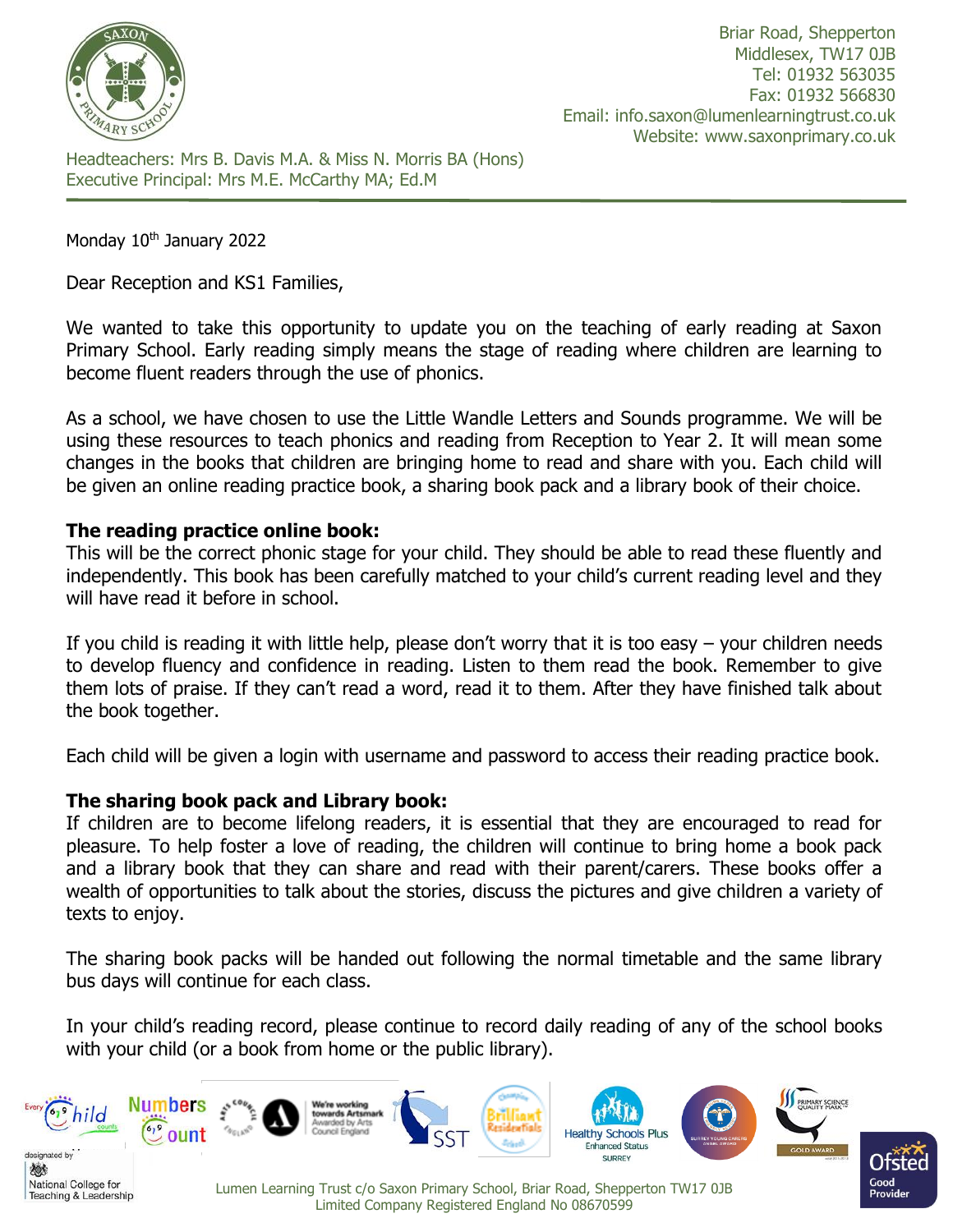Briar Road, Shepperton
Middlesex, TW17 0JB
Tel: 01932 563035
Fax: 01932 566830
Email: info.saxon@lumenlearningtrust.co.uk
Website: www.saxonprimary.co.uk

Headteachers: Mrs B. Davis M.A. & Miss N. Morris BA (Hons)
Executive Principal: Mrs M.E. McCarthy MA; Ed.M

Monday 10th January 2022

Dear Reception and KS1 Families,

We wanted to take this opportunity to update you on the teaching of early reading at Saxon Primary School. Early reading simply means the stage of reading where children are learning to become fluent readers through the use of phonics.

As a school, we have chosen to use the Little Wandle Letters and Sounds programme. We will be using these resources to teach phonics and reading from Reception to Year 2. It will mean some changes in the books that children are bringing home to read and share with you. Each child will be given an online reading practice book, a sharing book pack and a library book of their choice.

**The reading practice online book:**
This will be the correct phonic stage for your child. They should be able to read these fluently and independently. This book has been carefully matched to your child's current reading level and they will have read it before in school.

If you child is reading it with little help, please don't worry that it is too easy – your children needs to develop fluency and confidence in reading. Listen to them read the book. Remember to give them lots of praise. If they can't read a word, read it to them. After they have finished talk about the book together.

Each child will be given a login with username and password to access their reading practice book.

**The sharing book pack and Library book:**
If children are to become lifelong readers, it is essential that they are encouraged to read for pleasure. To help foster a love of reading, the children will continue to bring home a book pack and a library book that they can share and read with their parent/carers. These books offer a wealth of opportunities to talk about the stories, discuss the pictures and give children a variety of texts to enjoy.

The sharing book packs will be handed out following the normal timetable and the same library bus days will continue for each class.

In your child's reading record, please continue to record daily reading of any of the school books with your child (or a book from home or the public library).

Lumen Learning Trust c/o Saxon Primary School, Briar Road, Shepperton TW17 0JB
Limited Company Registered England No 08670599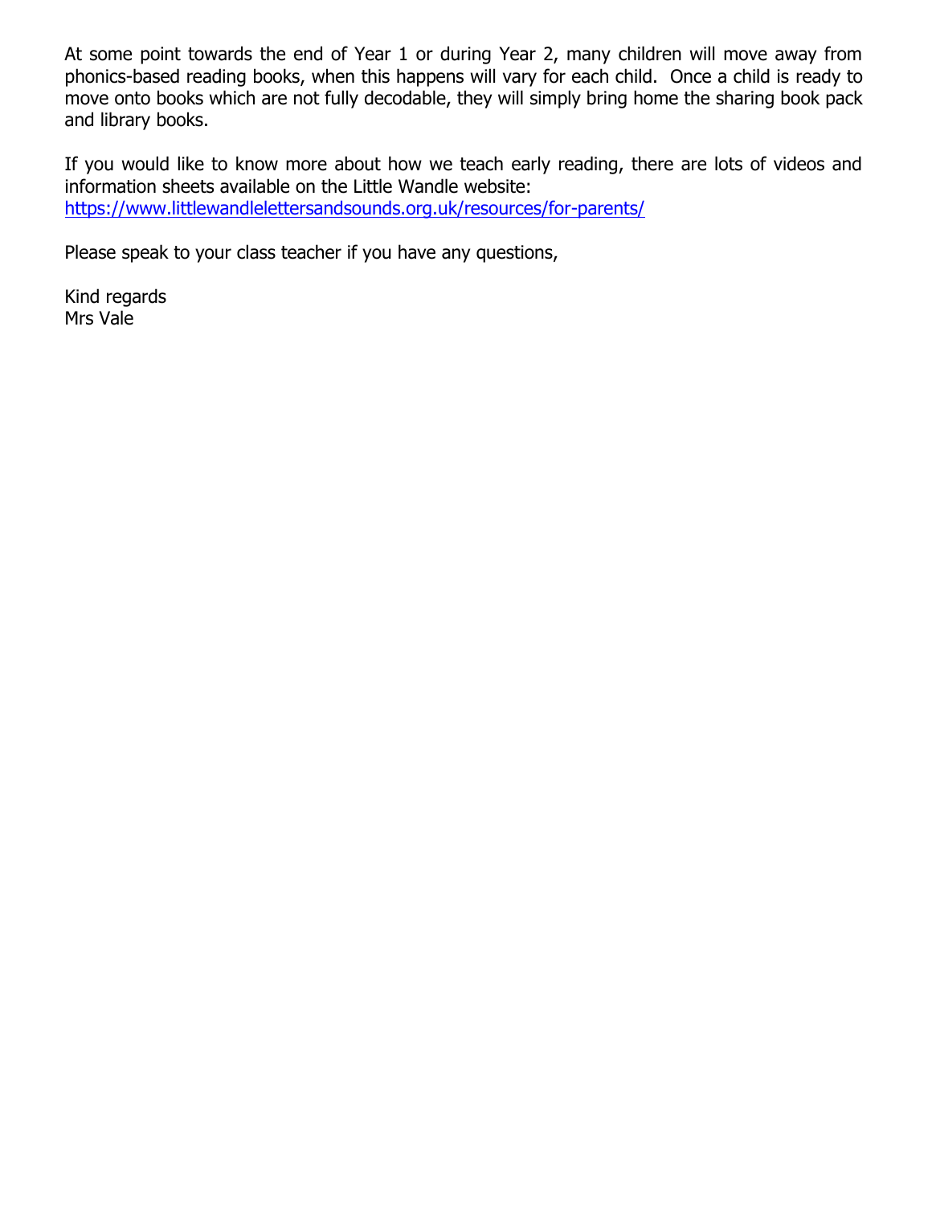At some point towards the end of Year 1 or during Year 2, many children will move away from phonics-based reading books, when this happens will vary for each child. Once a child is ready to move onto books which are not fully decodable, they will simply bring home the sharing book pack and library books.

If you would like to know more about how we teach early reading, there are lots of videos and information sheets available on the Little Wandle website:
https://www.littlewandlelettersandsounds.org.uk/resources/for-parents/

Please speak to your class teacher if you have any questions,

Kind regards
Mrs Vale